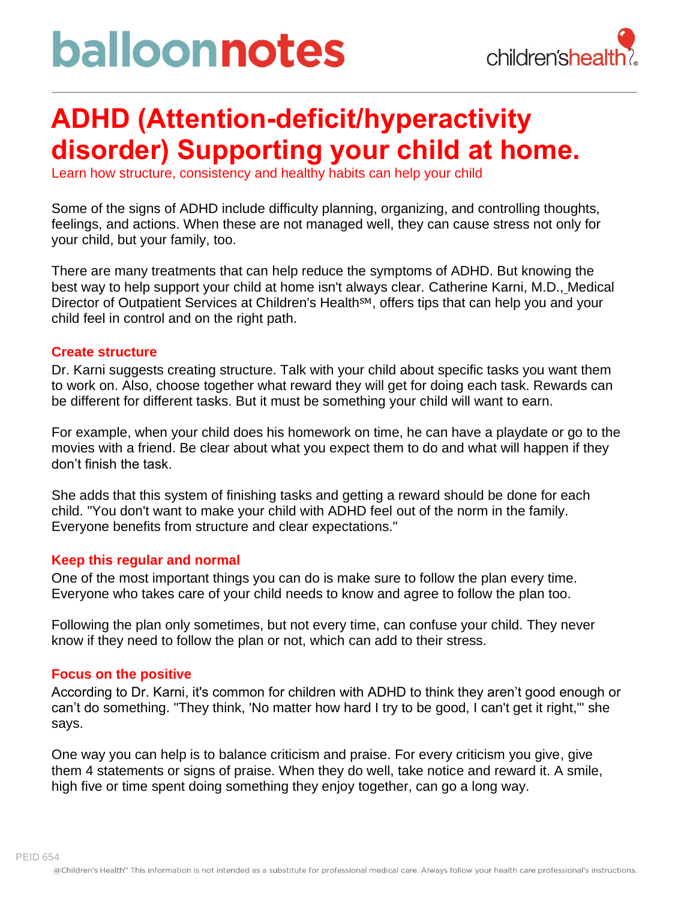# ADHD (Attention-deficit/hyperactivity disorder) Supporting your child at home.

Learn how structure, consistency and healthy habits can help your child

Some of the signs of ADHD include difficulty planning, organizing, and controlling thoughts, feelings, and actions. When these are not managed well, they can cause stress not only for your child, but your family, too.

There are many treatments that can help reduce the symptoms of ADHD. But knowing the best way to help support your child at home isn't always clear. Catherine Karni, M.D., Medical Director of Outpatient Services at Children's Health℠, offers tips that can help you and your child feel in control and on the right path.

## Create structure

Dr. Karni suggests creating structure. Talk with your child about specific tasks you want them to work on. Also, choose together what reward they will get for doing each task. Rewards can be different for different tasks. But it must be something your child will want to earn.

For example, when your child does his homework on time, he can have a playdate or go to the movies with a friend. Be clear about what you expect them to do and what will happen if they don't finish the task.

She adds that this system of finishing tasks and getting a reward should be done for each child. "You don't want to make your child with ADHD feel out of the norm in the family. Everyone benefits from structure and clear expectations."

## Keep this regular and normal

One of the most important things you can do is make sure to follow the plan every time. Everyone who takes care of your child needs to know and agree to follow the plan too.

Following the plan only sometimes, but not every time, can confuse your child. They never know if they need to follow the plan or not, which can add to their stress.

## Focus on the positive

According to Dr. Karni, it's common for children with ADHD to think they aren't good enough or can't do something. "They think, 'No matter how hard I try to be good, I can't get it right,'" she says.

One way you can help is to balance criticism and praise. For every criticism you give, give them 4 statements or signs of praise. When they do well, take notice and reward it. A smile, high five or time spent doing something they enjoy together, can go a long way.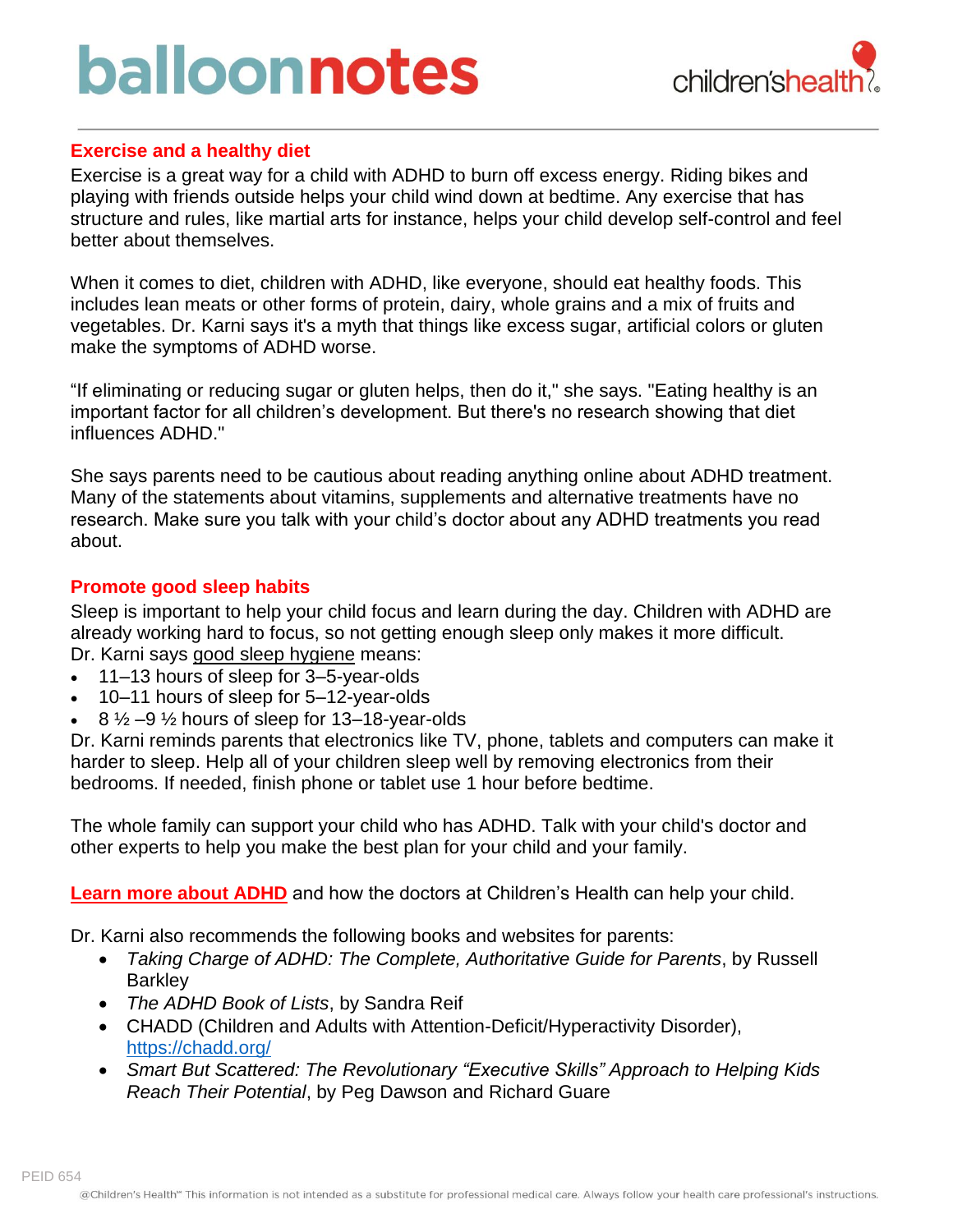## Exercise and a healthy diet

Exercise is a great way for a child with ADHD to burn off excess energy. Riding bikes and playing with friends outside helps your child wind down at bedtime. Any exercise that has structure and rules, like martial arts for instance, helps your child develop self-control and feel better about themselves.

When it comes to diet, children with ADHD, like everyone, should eat healthy foods. This includes lean meats or other forms of protein, dairy, whole grains and a mix of fruits and vegetables. Dr. Karni says it's a myth that things like excess sugar, artificial colors or gluten make the symptoms of ADHD worse.

"If eliminating or reducing sugar or gluten helps, then do it," she says. "Eating healthy is an important factor for all children's development. But there's no research showing that diet influences ADHD."

She says parents need to be cautious about reading anything online about ADHD treatment. Many of the statements about vitamins, supplements and alternative treatments have no research. Make sure you talk with your child's doctor about any ADHD treatments you read about.

## Promote good sleep habits

Sleep is important to help your child focus and learn during the day. Children with ADHD are already working hard to focus, so not getting enough sleep only makes it more difficult. Dr. Karni says good sleep hygiene means:

- 11–13 hours of sleep for 3–5-year-olds
- 10–11 hours of sleep for 5–12-year-olds
- 8 ½ –9 ½ hours of sleep for 13–18-year-olds

Dr. Karni reminds parents that electronics like TV, phone, tablets and computers can make it harder to sleep. Help all of your children sleep well by removing electronics from their bedrooms. If needed, finish phone or tablet use 1 hour before bedtime.

The whole family can support your child who has ADHD. Talk with your child's doctor and other experts to help you make the best plan for your child and your family.

**Learn more about ADHD** and how the doctors at Children's Health can help your child.

Dr. Karni also recommends the following books and websites for parents:

- *Taking Charge of ADHD: The Complete, Authoritative Guide for Parents*, by Russell Barkley
- *The ADHD Book of Lists*, by Sandra Reif
- CHADD (Children and Adults with Attention-Deficit/Hyperactivity Disorder), https://chadd.org/
- *Smart But Scattered: The Revolutionary "Executive Skills" Approach to Helping Kids Reach Their Potential*, by Peg Dawson and Richard Guare

PEID 654

@Children's Health℠ This information is not intended as a substitute for professional medical care. Always follow your health care professional's instructions.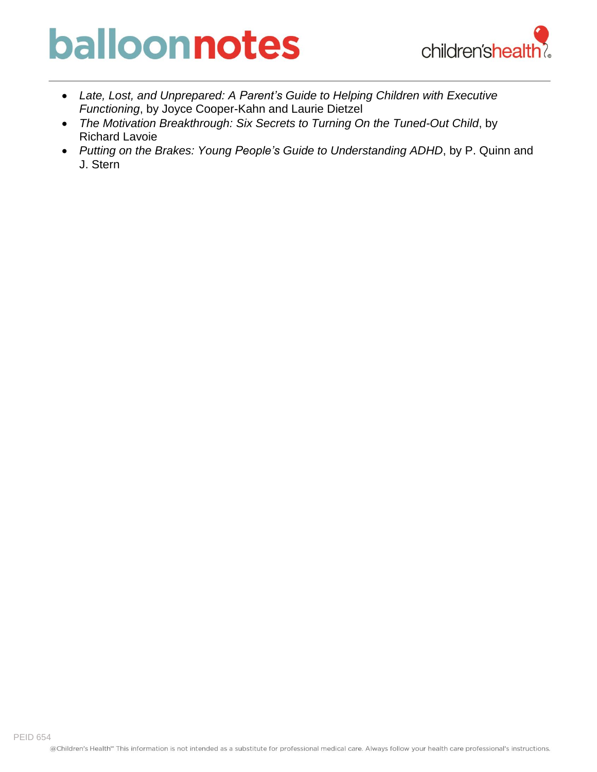- *Late, Lost, and Unprepared: A Parent's Guide to Helping Children with Executive Functioning*, by Joyce Cooper-Kahn and Laurie Dietzel
- *The Motivation Breakthrough: Six Secrets to Turning On the Tuned-Out Child*, by Richard Lavoie
- *Putting on the Brakes: Young People's Guide to Understanding ADHD*, by P. Quinn and J. Stern